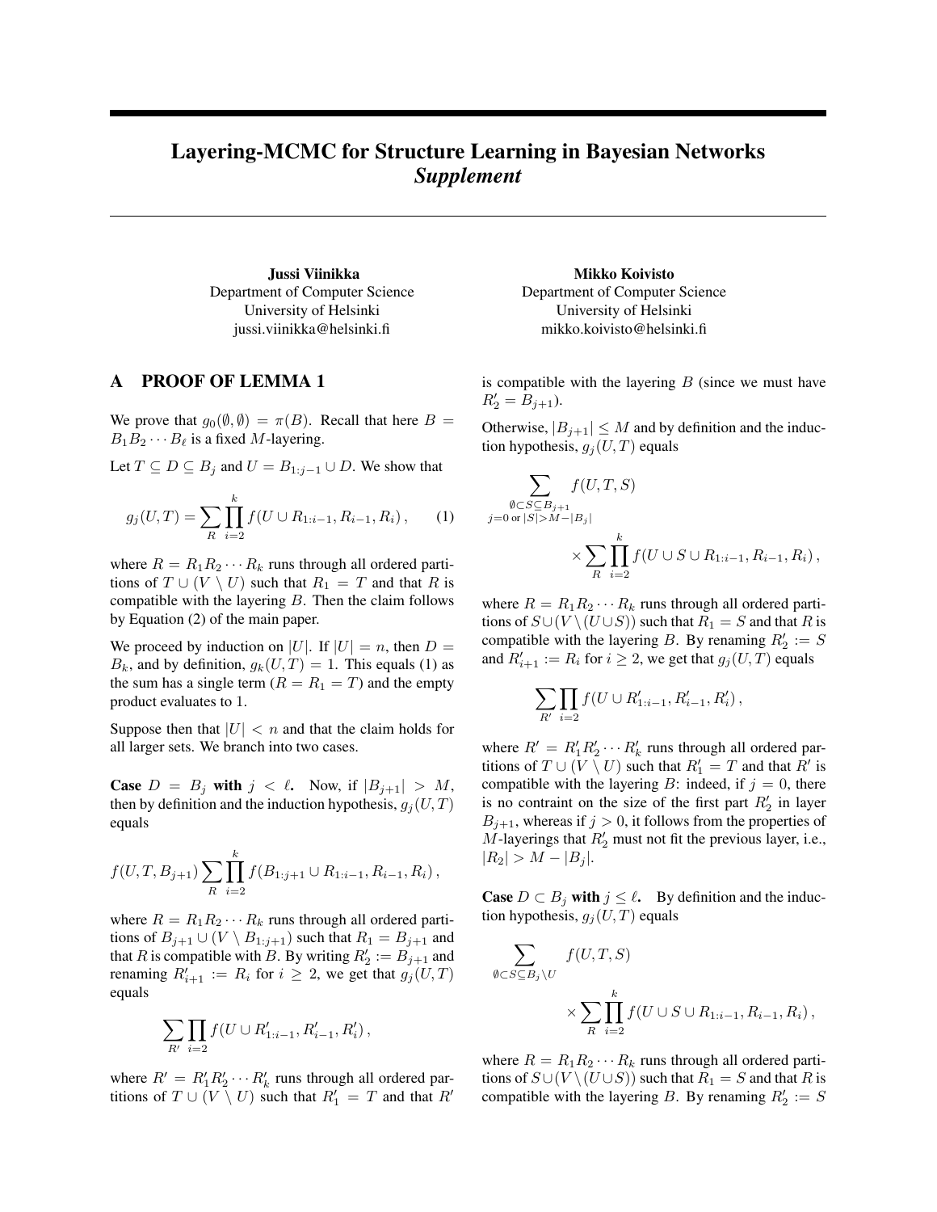# Layering-MCMC for Structure Learning in Bayesian Networks *Supplement*

**Jussi Viinikka**
Department of Computer Science
University of Helsinki
jussi.viinikka@helsinki.fi

**Mikko Koivisto**
Department of Computer Science
University of Helsinki
mikko.koivisto@helsinki.fi

## A PROOF OF LEMMA 1

We prove that $g_0(\emptyset, \emptyset) = \pi(B)$. Recall that here $B = B_1 B_2 \cdots B_\ell$ is a fixed $M$-layering.

Let $T \subseteq D \subseteq B_j$ and $U = B_{1:j-1} \cup D$. We show that

$$g_j(U, T) = \sum_R \prod_{i=2}^{k} f(U \cup R_{1:i-1}, R_{i-1}, R_i)\,, \qquad (1)$$

where $R = R_1 R_2 \cdots R_k$ runs through all ordered partitions of $T \cup (V \setminus U)$ such that $R_1 = T$ and that $R$ is compatible with the layering $B$. Then the claim follows by Equation (2) of the main paper.

We proceed by induction on $|U|$. If $|U| = n$, then $D = B_k$, and by definition, $g_k(U, T) = 1$. This equals (1) as the sum has a single term ($R = R_1 = T$) and the empty product evaluates to 1.

Suppose then that $|U| < n$ and that the claim holds for all larger sets. We branch into two cases.

**Case $D = B_j$ with $j < \ell$.** Now, if $|B_{j+1}| > M$, then by definition and the induction hypothesis, $g_j(U, T)$ equals

$$f(U, T, B_{j+1}) \sum_R \prod_{i=2}^{k} f(B_{1:j+1} \cup R_{1:i-1}, R_{i-1}, R_i)\,,$$

where $R = R_1 R_2 \cdots R_k$ runs through all ordered partitions of $B_{j+1} \cup (V \setminus B_{1:j+1})$ such that $R_1 = B_{j+1}$ and that $R$ is compatible with $B$. By writing $R'_2 := B_{j+1}$ and renaming $R'_{i+1} := R_i$ for $i \geq 2$, we get that $g_j(U, T)$ equals

$$\sum_{R'} \prod_{i=2} f(U \cup R'_{1:i-1}, R'_{i-1}, R'_i)\,,$$

where $R' = R'_1 R'_2 \cdots R'_k$ runs through all ordered partitions of $T \cup (V \setminus U)$ such that $R'_1 = T$ and that $R'$ is compatible with the layering $B$ (since we must have $R'_2 = B_{j+1}$).

Otherwise, $|B_{j+1}| \leq M$ and by definition and the induction hypothesis, $g_j(U, T)$ equals

$$\sum_{\substack{\emptyset \subset S \subseteq B_{j+1} \\ j=0 \text{ or } |S| > M - |B_j|}} f(U, T, S) \times \sum_R \prod_{i=2}^{k} f(U \cup S \cup R_{1:i-1}, R_{i-1}, R_i)\,,$$

where $R = R_1 R_2 \cdots R_k$ runs through all ordered partitions of $S \cup (V \setminus (U \cup S))$ such that $R_1 = S$ and that $R$ is compatible with the layering $B$. By renaming $R'_2 := S$ and $R'_{i+1} := R_i$ for $i \geq 2$, we get that $g_j(U, T)$ equals

$$\sum_{R'} \prod_{i=2} f(U \cup R'_{1:i-1}, R'_{i-1}, R'_i)\,,$$

where $R' = R'_1 R'_2 \cdots R'_k$ runs through all ordered partitions of $T \cup (V \setminus U)$ such that $R'_1 = T$ and that $R'$ is compatible with the layering $B$: indeed, if $j = 0$, there is no contraint on the size of the first part $R'_2$ in layer $B_{j+1}$, whereas if $j > 0$, it follows from the properties of $M$-layerings that $R'_2$ must not fit the previous layer, i.e., $|R_2| > M - |B_j|$.

**Case $D \subset B_j$ with $j \leq \ell$.** By definition and the induction hypothesis, $g_j(U, T)$ equals

$$\sum_{\emptyset \subset S \subseteq B_j \setminus U} f(U, T, S) \times \sum_R \prod_{i=2}^{k} f(U \cup S \cup R_{1:i-1}, R_{i-1}, R_i)\,,$$

where $R = R_1 R_2 \cdots R_k$ runs through all ordered partitions of $S \cup (V \setminus (U \cup S))$ such that $R_1 = S$ and that $R$ is compatible with the layering $B$. By renaming $R'_2 := S$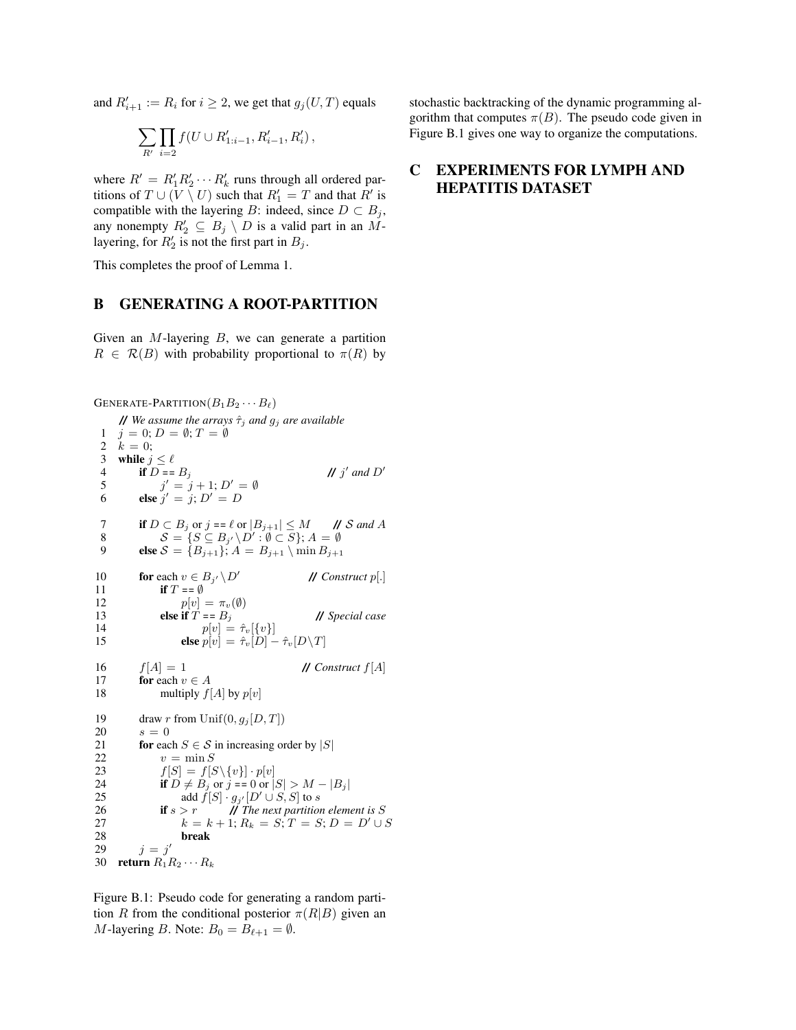and $R'_{i+1} := R_i$ for $i \geq 2$, we get that $g_j(U, T)$ equals

$$\sum_{R'} \prod_{i=2} f(U \cup R'_{1:i-1}, R'_{i-1}, R'_i)\,,$$

where $R' = R'_1 R'_2 \cdots R'_k$ runs through all ordered partitions of $T \cup (V \setminus U)$ such that $R'_1 = T$ and that $R'$ is compatible with the layering $B$: indeed, since $D \subset B_j$, any nonempty $R'_2 \subseteq B_j \setminus D$ is a valid part in an $M$-layering, for $R'_2$ is not the first part in $B_j$.

This completes the proof of Lemma 1.

## B GENERATING A ROOT-PARTITION

Given an $M$-layering $B$, we can generate a partition $R \in \mathcal{R}(B)$ with probability proportional to $\pi(R)$ by stochastic backtracking of the dynamic programming algorithm that computes $\pi(B)$. The pseudo code given in Figure B.1 gives one way to organize the computations.

```
GENERATE-PARTITION(B_1 B_2 ··· B_ℓ)
    // We assume the arrays τ̂_j and g_j are available
 1  j = 0; D = ∅; T = ∅
 2  k = 0;
 3  while j ≤ ℓ
 4      if D == B_j                                   // j' and D'
 5          j' = j + 1; D' = ∅
 6      else j' = j; D' = D

 7      if D ⊂ B_j or j == ℓ or |B_{j+1}| ≤ M         // S and A
 8          S = {S ⊆ B_{j'} \ D' : ∅ ⊂ S}; A = ∅
 9      else S = {B_{j+1}}; A = B_{j+1} \ min B_{j+1}

10      for each v ∈ B_{j'} \ D'                      // Construct p[.]
11          if T == ∅
12              p[v] = π_v(∅)
13          else if T == B_j                          // Special case
14                  p[v] = τ̂_v[{v}]
15              else p[v] = τ̂_v[D] − τ̂_v[D \ T]

16      f[A] = 1                                      // Construct f[A]
17      for each v ∈ A
18          multiply f[A] by p[v]

19      draw r from Unif(0, g_j[D, T])
20      s = 0
21      for each S ∈ S in increasing order by |S|
22          v = min S
23          f[S] = f[S \ {v}] · p[v]
24          if D ≠ B_j or j == 0 or |S| > M − |B_j|
25              add f[S] · g_{j'}[D' ∪ S, S] to s
26          if s > r        // The next partition element is S
27              k = k + 1; R_k = S; T = S; D = D' ∪ S
28              break
29      j = j'
30  return R_1 R_2 ··· R_k
```

Figure B.1: Pseudo code for generating a random partition $R$ from the conditional posterior $\pi(R|B)$ given an $M$-layering $B$. Note: $B_0 = B_{\ell+1} = \emptyset$.

## C EXPERIMENTS FOR LYMPH AND HEPATITIS DATASET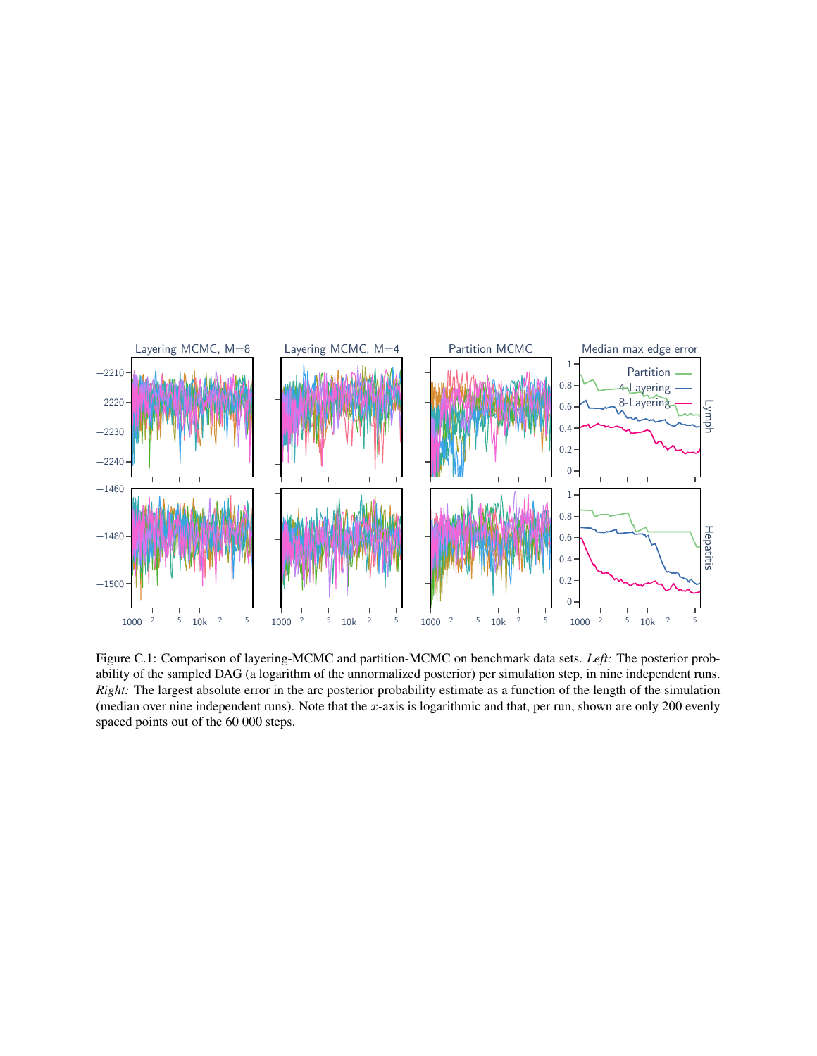Layering MCMC, M=8

Layering MCMC, M=4

Partition MCMC

Median max edge error

−2210
−2220
−2230
−2240

Partition
4-Layering
8-Layering

1
0.8
0.6
0.4
0.2
0

Lymph

−1460
−1480
−1500

Hepatitis

1000 2 5 10k 2 5

Figure C.1: Comparison of layering-MCMC and partition-MCMC on benchmark data sets. *Left:* The posterior probability of the sampled DAG (a logarithm of the unnormalized posterior) per simulation step, in nine independent runs. *Right:* The largest absolute error in the arc posterior probability estimate as a function of the length of the simulation (median over nine independent runs). Note that the $x$-axis is logarithmic and that, per run, shown are only 200 evenly spaced points out of the 60 000 steps.